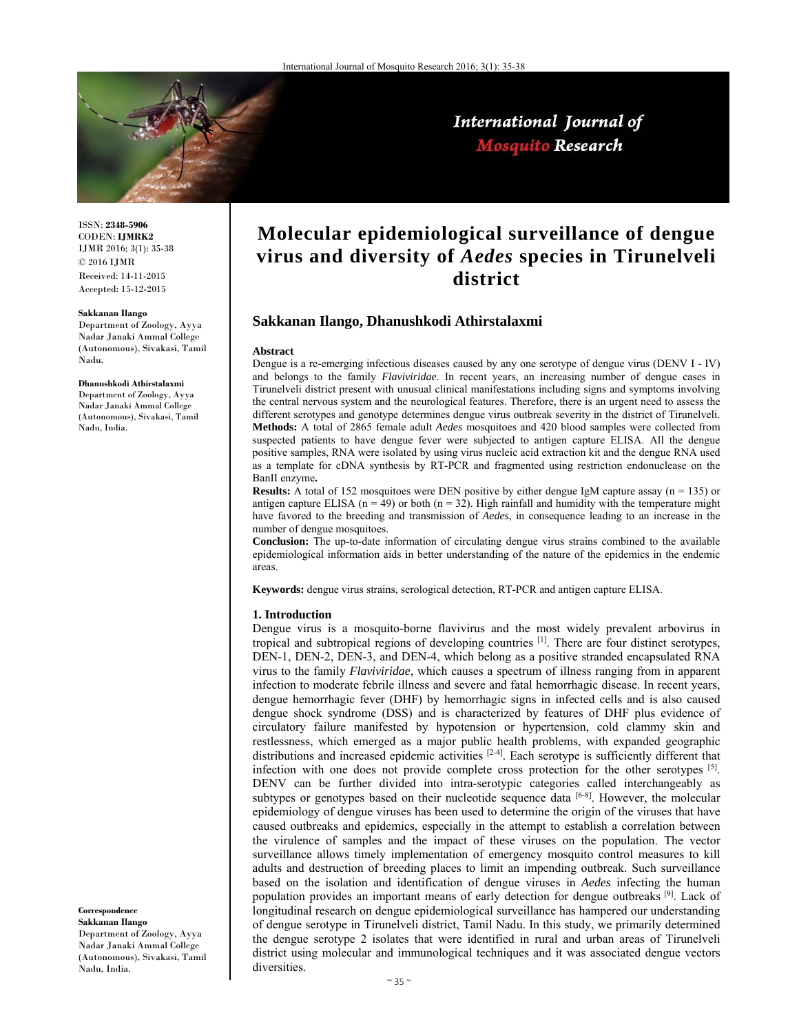ISSN: **2348-5906**
CODEN: **IJMRK2**
IJMR 2016; 3(1): 35-38
© 2016 IJMR
Received: 14-11-2015
Accepted: 15-12-2015

**Sakkanan Ilango**
Department of Zoology, Ayya Nadar Janaki Ammal College (Autonomous), Sivakasi, Tamil Nadu.

**Dhanushkodi Athirstalaxmi**
Department of Zoology, Ayya Nadar Janaki Ammal College (Autonomous), Sivakasi, Tamil Nadu, India.

**Correspondence**
**Sakkanan Ilango**
Department of Zoology, Ayya Nadar Janaki Ammal College (Autonomous), Sivakasi, Tamil Nadu, India.

# Molecular epidemiological surveillance of dengue virus and diversity of *Aedes* species in Tirunelveli district

**Sakkanan Ilango, Dhanushkodi Athirstalaxmi**

### Abstract

Dengue is a re-emerging infectious diseases caused by any one serotype of dengue virus (DENV I - IV) and belongs to the family *Flaviviridae*. In recent years, an increasing number of dengue cases in Tirunelveli district present with unusual clinical manifestations including signs and symptoms involving the central nervous system and the neurological features. Therefore, there is an urgent need to assess the different serotypes and genotype determines dengue virus outbreak severity in the district of Tirunelveli.

**Methods:** A total of 2865 female adult *Aedes* mosquitoes and 420 blood samples were collected from suspected patients to have dengue fever were subjected to antigen capture ELISA. All the dengue positive samples, RNA were isolated by using virus nucleic acid extraction kit and the dengue RNA used as a template for cDNA synthesis by RT-PCR and fragmented using restriction endonuclease on the BanII enzyme**.**

**Results:** A total of 152 mosquitoes were DEN positive by either dengue IgM capture assay (n = 135) or antigen capture ELISA (n = 49) or both (n = 32). High rainfall and humidity with the temperature might have favored to the breeding and transmission of *Aedes*, in consequence leading to an increase in the number of dengue mosquitoes.

**Conclusion:** The up-to-date information of circulating dengue virus strains combined to the available epidemiological information aids in better understanding of the nature of the epidemics in the endemic areas.

**Keywords:** dengue virus strains, serological detection, RT-PCR and antigen capture ELISA.

### 1. Introduction

Dengue virus is a mosquito-borne flavivirus and the most widely prevalent arbovirus in tropical and subtropical regions of developing countries [1]. There are four distinct serotypes, DEN-1, DEN-2, DEN-3, and DEN-4, which belong as a positive stranded encapsulated RNA virus to the family *Flaviviridae*, which causes a spectrum of illness ranging from in apparent infection to moderate febrile illness and severe and fatal hemorrhagic disease. In recent years, dengue hemorrhagic fever (DHF) by hemorrhagic signs in infected cells and is also caused dengue shock syndrome (DSS) and is characterized by features of DHF plus evidence of circulatory failure manifested by hypotension or hypertension, cold clammy skin and restlessness, which emerged as a major public health problems, with expanded geographic distributions and increased epidemic activities [2-4]. Each serotype is sufficiently different that infection with one does not provide complete cross protection for the other serotypes [5]. DENV can be further divided into intra-serotypic categories called interchangeably as subtypes or genotypes based on their nucleotide sequence data [6-8]. However, the molecular epidemiology of dengue viruses has been used to determine the origin of the viruses that have caused outbreaks and epidemics, especially in the attempt to establish a correlation between the virulence of samples and the impact of these viruses on the population. The vector surveillance allows timely implementation of emergency mosquito control measures to kill adults and destruction of breeding places to limit an impending outbreak. Such surveillance based on the isolation and identification of dengue viruses in *Aedes* infecting the human population provides an important means of early detection for dengue outbreaks [9]. Lack of longitudinal research on dengue epidemiological surveillance has hampered our understanding of dengue serotype in Tirunelveli district, Tamil Nadu. In this study, we primarily determined the dengue serotype 2 isolates that were identified in rural and urban areas of Tirunelveli district using molecular and immunological techniques and it was associated dengue vectors diversities.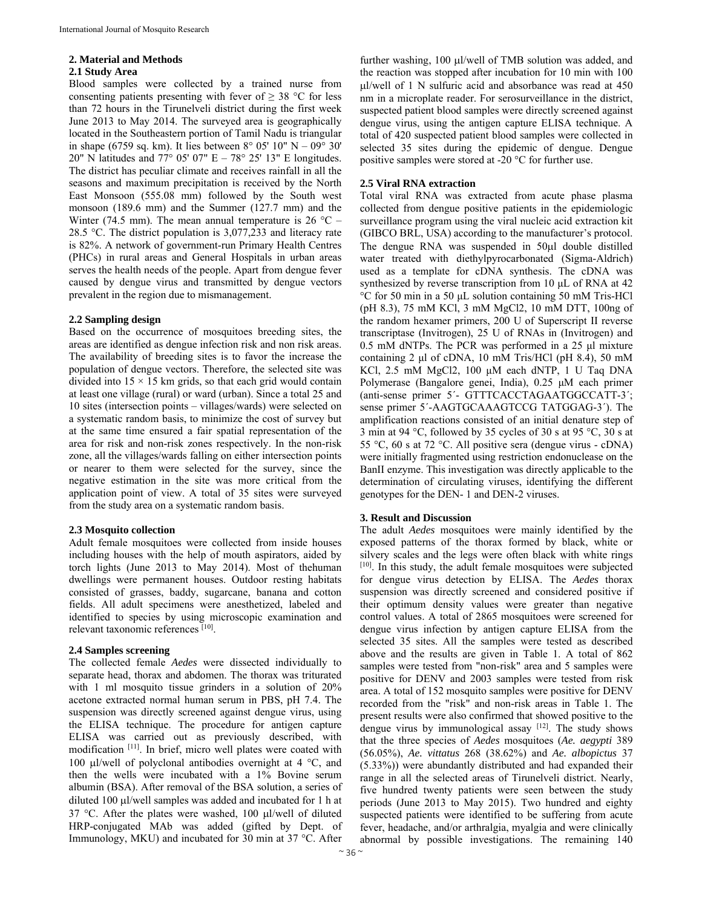## 2. Material and Methods

### 2.1 Study Area

Blood samples were collected by a trained nurse from consenting patients presenting with fever of ≥ 38 °C for less than 72 hours in the Tirunelveli district during the first week June 2013 to May 2014. The surveyed area is geographically located in the Southeastern portion of Tamil Nadu is triangular in shape (6759 sq. km). It lies between 8° 05' 10" N – 09° 30' 20" N latitudes and 77° 05' 07" E – 78° 25' 13" E longitudes. The district has peculiar climate and receives rainfall in all the seasons and maximum precipitation is received by the North East Monsoon (555.08 mm) followed by the South west monsoon (189.6 mm) and the Summer (127.7 mm) and the Winter (74.5 mm). The mean annual temperature is 26 °C – 28.5 °C. The district population is 3,077,233 and literacy rate is 82%. A network of government-run Primary Health Centres (PHCs) in rural areas and General Hospitals in urban areas serves the health needs of the people. Apart from dengue fever caused by dengue virus and transmitted by dengue vectors prevalent in the region due to mismanagement.

### 2.2 Sampling design

Based on the occurrence of mosquitoes breeding sites, the areas are identified as dengue infection risk and non risk areas. The availability of breeding sites is to favor the increase the population of dengue vectors. Therefore, the selected site was divided into 15 × 15 km grids, so that each grid would contain at least one village (rural) or ward (urban). Since a total 25 and 10 sites (intersection points – villages/wards) were selected on a systematic random basis, to minimize the cost of survey but at the same time ensured a fair spatial representation of the area for risk and non-risk zones respectively. In the non-risk zone, all the villages/wards falling on either intersection points or nearer to them were selected for the survey, since the negative estimation in the site was more critical from the application point of view. A total of 35 sites were surveyed from the study area on a systematic random basis.

### 2.3 Mosquito collection

Adult female mosquitoes were collected from inside houses including houses with the help of mouth aspirators, aided by torch lights (June 2013 to May 2014). Most of thehuman dwellings were permanent houses. Outdoor resting habitats consisted of grasses, baddy, sugarcane, banana and cotton fields. All adult specimens were anesthetized, labeled and identified to species by using microscopic examination and relevant taxonomic references [10].

### 2.4 Samples screening

The collected female *Aedes* were dissected individually to separate head, thorax and abdomen. The thorax was triturated with 1 ml mosquito tissue grinders in a solution of 20% acetone extracted normal human serum in PBS, pH 7.4. The suspension was directly screened against dengue virus, using the ELISA technique. The procedure for antigen capture ELISA was carried out as previously described, with modification [11]. In brief, micro well plates were coated with 100 μl/well of polyclonal antibodies overnight at 4 °C, and then the wells were incubated with a 1% Bovine serum albumin (BSA). After removal of the BSA solution, a series of diluted 100 μl/well samples was added and incubated for 1 h at 37 °C. After the plates were washed, 100 μl/well of diluted HRP-conjugated MAb was added (gifted by Dept. of Immunology, MKU) and incubated for 30 min at 37 °C. After further washing, 100 μl/well of TMB solution was added, and the reaction was stopped after incubation for 10 min with 100 μl/well of 1 N sulfuric acid and absorbance was read at 450 nm in a microplate reader. For serosurveillance in the district, suspected patient blood samples were directly screened against dengue virus, using the antigen capture ELISA technique. A total of 420 suspected patient blood samples were collected in selected 35 sites during the epidemic of dengue. Dengue positive samples were stored at -20 °C for further use.

### 2.5 Viral RNA extraction

Total viral RNA was extracted from acute phase plasma collected from dengue positive patients in the epidemiologic surveillance program using the viral nucleic acid extraction kit (GIBCO BRL, USA) according to the manufacturer's protocol. The dengue RNA was suspended in 50μl double distilled water treated with diethylpyrocarbonated (Sigma-Aldrich) used as a template for cDNA synthesis. The cDNA was synthesized by reverse transcription from 10 μL of RNA at 42 °C for 50 min in a 50 μL solution containing 50 mM Tris-HCl (pH 8.3), 75 mM KCl, 3 mM $MgCl_2$, 10 mM DTT, 100ng of the random hexamer primers, 200 U of Superscript II reverse transcriptase (Invitrogen), 25 U of RNAs in (Invitrogen) and 0.5 mM dNTPs. The PCR was performed in a 25 μl mixture containing 2 μl of cDNA, 10 mM Tris/HCl (pH 8.4), 50 mM KCl, 2.5 mM $MgCl_2$, 100 μM each dNTP, 1 U Taq DNA Polymerase (Bangalore genei, India), 0.25 μM each primer (anti-sense primer 5´- GTTTCACCTAGAATGGCCATT-3´; sense primer 5´-AAGTGCAAAGTCCG TATGGAG-3´). The amplification reactions consisted of an initial denature step of 3 min at 94 °C, followed by 35 cycles of 30 s at 95 °C, 30 s at 55 °C, 60 s at 72 °C. All positive sera (dengue virus - cDNA) were initially fragmented using restriction endonuclease on the BanII enzyme. This investigation was directly applicable to the determination of circulating viruses, identifying the different genotypes for the DEN- 1 and DEN-2 viruses.

## 3. Result and Discussion

The adult *Aedes* mosquitoes were mainly identified by the exposed patterns of the thorax formed by black, white or silvery scales and the legs were often black with white rings [10]. In this study, the adult female mosquitoes were subjected for dengue virus detection by ELISA. The *Aedes* thorax suspension was directly screened and considered positive if their optimum density values were greater than negative control values. A total of 2865 mosquitoes were screened for dengue virus infection by antigen capture ELISA from the selected 35 sites. All the samples were tested as described above and the results are given in Table 1. A total of 862 samples were tested from "non-risk" area and 5 samples were positive for DENV and 2003 samples were tested from risk area. A total of 152 mosquito samples were positive for DENV recorded from the "risk" and non-risk areas in Table 1. The present results were also confirmed that showed positive to the dengue virus by immunological assay [12]. The study shows that the three species of *Aedes* mosquitoes (*Ae. aegypti* 389 (56.05%), *Ae. vittatus* 268 (38.62%) and *Ae. albopictus* 37 (5.33%)) were abundantly distributed and had expanded their range in all the selected areas of Tirunelveli district. Nearly, five hundred twenty patients were seen between the study periods (June 2013 to May 2015). Two hundred and eighty suspected patients were identified to be suffering from acute fever, headache, and/or arthralgia, myalgia and were clinically abnormal by possible investigations. The remaining 140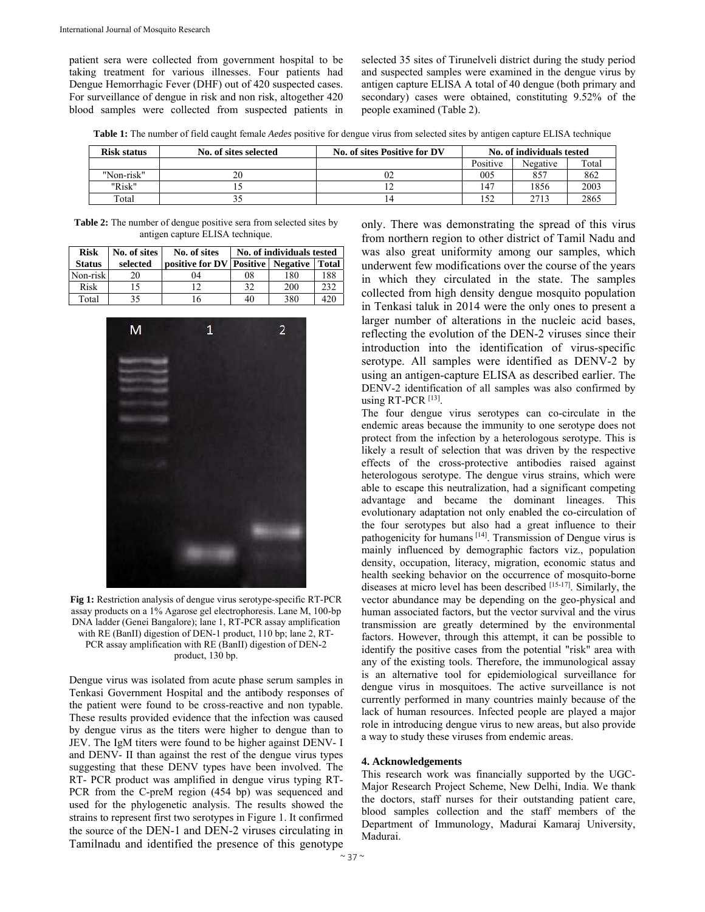patient sera were collected from government hospital to be taking treatment for various illnesses. Four patients had Dengue Hemorrhagic Fever (DHF) out of 420 suspected cases. For surveillance of dengue in risk and non risk, altogether 420 blood samples were collected from suspected patients in selected 35 sites of Tirunelveli district during the study period and suspected samples were examined in the dengue virus by antigen capture ELISA A total of 40 dengue (both primary and secondary) cases were obtained, constituting 9.52% of the people examined (Table 2).

**Table 1:** The number of field caught female *Aedes* positive for dengue virus from selected sites by antigen capture ELISA technique

| Risk status | No. of sites selected | No. of sites Positive for DV | No. of individuals tested | | |
|---|---|---|---|---|---|
| | | | Positive | Negative | Total |
| "Non-risk" | 20 | 02 | 005 | 857 | 862 |
| "Risk" | 15 | 12 | 147 | 1856 | 2003 |
| Total | 35 | 14 | 152 | 2713 | 2865 |

**Table 2:** The number of dengue positive sera from selected sites by antigen capture ELISA technique.

| Risk Status | No. of sites selected | No. of sites positive for DV | No. of individuals tested | | |
|---|---|---|---|---|---|
| | | | Positive | Negative | Total |
| Non-risk | 20 | 04 | 08 | 180 | 188 |
| Risk | 15 | 12 | 32 | 200 | 232 |
| Total | 35 | 16 | 40 | 380 | 420 |

**Fig 1:** Restriction analysis of dengue virus serotype-specific RT-PCR assay products on a 1% Agarose gel electrophoresis. Lane M, 100-bp DNA ladder (Genei Bangalore); lane 1, RT-PCR assay amplification with RE (BanII) digestion of DEN-1 product, 110 bp; lane 2, RT-PCR assay amplification with RE (BanII) digestion of DEN-2 product, 130 bp.

Dengue virus was isolated from acute phase serum samples in Tenkasi Government Hospital and the antibody responses of the patient were found to be cross-reactive and non typable. These results provided evidence that the infection was caused by dengue virus as the titers were higher to dengue than to JEV. The IgM titers were found to be higher against DENV- I and DENV- II than against the rest of the dengue virus types suggesting that these DENV types have been involved. The RT- PCR product was amplified in dengue virus typing RT-PCR from the C-preM region (454 bp) was sequenced and used for the phylogenetic analysis. The results showed the strains to represent first two serotypes in Figure 1. It confirmed the source of the DEN-1 and DEN-2 viruses circulating in Tamilnadu and identified the presence of this genotype only. There was demonstrating the spread of this virus from northern region to other district of Tamil Nadu and was also great uniformity among our samples, which underwent few modifications over the course of the years in which they circulated in the state. The samples collected from high density dengue mosquito population in Tenkasi taluk in 2014 were the only ones to present a larger number of alterations in the nucleic acid bases, reflecting the evolution of the DEN-2 viruses since their introduction into the identification of virus-specific serotype. All samples were identified as DENV-2 by using an antigen-capture ELISA as described earlier. The DENV-2 identification of all samples was also confirmed by using RT-PCR [13].

The four dengue virus serotypes can co-circulate in the endemic areas because the immunity to one serotype does not protect from the infection by a heterologous serotype. This is likely a result of selection that was driven by the respective effects of the cross-protective antibodies raised against heterologous serotype. The dengue virus strains, which were able to escape this neutralization, had a significant competing advantage and became the dominant lineages. This evolutionary adaptation not only enabled the co-circulation of the four serotypes but also had a great influence to their pathogenicity for humans [14]. Transmission of Dengue virus is mainly influenced by demographic factors viz., population density, occupation, literacy, migration, economic status and health seeking behavior on the occurrence of mosquito-borne diseases at micro level has been described [15-17]. Similarly, the vector abundance may be depending on the geo-physical and human associated factors, but the vector survival and the virus transmission are greatly determined by the environmental factors. However, through this attempt, it can be possible to identify the positive cases from the potential "risk" area with any of the existing tools. Therefore, the immunological assay is an alternative tool for epidemiological surveillance for dengue virus in mosquitoes. The active surveillance is not currently performed in many countries mainly because of the lack of human resources. Infected people are played a major role in introducing dengue virus to new areas, but also provide a way to study these viruses from endemic areas.

## 4. Acknowledgements

This research work was financially supported by the UGC-Major Research Project Scheme, New Delhi, India. We thank the doctors, staff nurses for their outstanding patient care, blood samples collection and the staff members of the Department of Immunology, Madurai Kamaraj University, Madurai.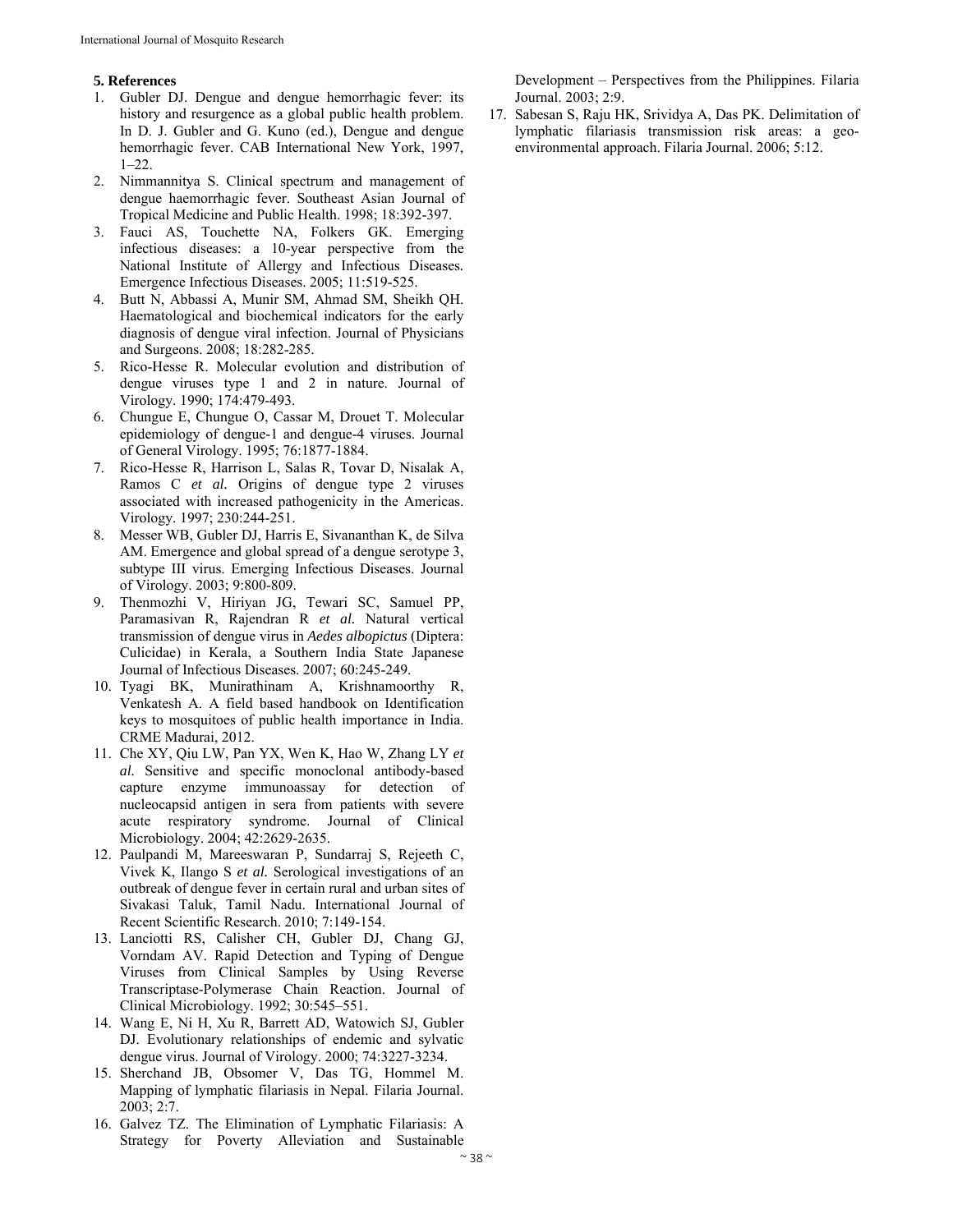### 5. References

1. Gubler DJ. Dengue and dengue hemorrhagic fever: its history and resurgence as a global public health problem. In D. J. Gubler and G. Kuno (ed.), Dengue and dengue hemorrhagic fever. CAB International New York, 1997, 1–22.
2. Nimmannitya S. Clinical spectrum and management of dengue haemorrhagic fever. Southeast Asian Journal of Tropical Medicine and Public Health. 1998; 18:392-397.
3. Fauci AS, Touchette NA, Folkers GK. Emerging infectious diseases: a 10-year perspective from the National Institute of Allergy and Infectious Diseases. Emergence Infectious Diseases. 2005; 11:519-525.
4. Butt N, Abbassi A, Munir SM, Ahmad SM, Sheikh QH. Haematological and biochemical indicators for the early diagnosis of dengue viral infection. Journal of Physicians and Surgeons. 2008; 18:282-285.
5. Rico-Hesse R. Molecular evolution and distribution of dengue viruses type 1 and 2 in nature. Journal of Virology. 1990; 174:479-493.
6. Chungue E, Chungue O, Cassar M, Drouet T. Molecular epidemiology of dengue-1 and dengue-4 viruses. Journal of General Virology. 1995; 76:1877-1884.
7. Rico-Hesse R, Harrison L, Salas R, Tovar D, Nisalak A, Ramos C *et al.* Origins of dengue type 2 viruses associated with increased pathogenicity in the Americas. Virology. 1997; 230:244-251.
8. Messer WB, Gubler DJ, Harris E, Sivananthan K, de Silva AM. Emergence and global spread of a dengue serotype 3, subtype III virus. Emerging Infectious Diseases. Journal of Virology. 2003; 9:800-809.
9. Thenmozhi V, Hiriyan JG, Tewari SC, Samuel PP, Paramasivan R, Rajendran R *et al.* Natural vertical transmission of dengue virus in *Aedes albopictus* (Diptera: Culicidae) in Kerala, a Southern India State Japanese Journal of Infectious Diseases. 2007; 60:245-249.
10. Tyagi BK, Munirathinam A, Krishnamoorthy R, Venkatesh A. A field based handbook on Identification keys to mosquitoes of public health importance in India. CRME Madurai, 2012.
11. Che XY, Qiu LW, Pan YX, Wen K, Hao W, Zhang LY *et al.* Sensitive and specific monoclonal antibody-based capture enzyme immunoassay for detection of nucleocapsid antigen in sera from patients with severe acute respiratory syndrome. Journal of Clinical Microbiology. 2004; 42:2629-2635.
12. Paulpandi M, Mareeswaran P, Sundarraj S, Rejeeth C, Vivek K, Ilango S *et al.* Serological investigations of an outbreak of dengue fever in certain rural and urban sites of Sivakasi Taluk, Tamil Nadu. International Journal of Recent Scientific Research. 2010; 7:149-154.
13. Lanciotti RS, Calisher CH, Gubler DJ, Chang GJ, Vorndam AV. Rapid Detection and Typing of Dengue Viruses from Clinical Samples by Using Reverse Transcriptase-Polymerase Chain Reaction. Journal of Clinical Microbiology. 1992; 30:545–551.
14. Wang E, Ni H, Xu R, Barrett AD, Watowich SJ, Gubler DJ. Evolutionary relationships of endemic and sylvatic dengue virus. Journal of Virology. 2000; 74:3227-3234.
15. Sherchand JB, Obsomer V, Das TG, Hommel M. Mapping of lymphatic filariasis in Nepal. Filaria Journal. 2003; 2:7.
16. Galvez TZ. The Elimination of Lymphatic Filariasis: A Strategy for Poverty Alleviation and Sustainable Development – Perspectives from the Philippines. Filaria Journal. 2003; 2:9.
17. Sabesan S, Raju HK, Srividya A, Das PK. Delimitation of lymphatic filariasis transmission risk areas: a geo-environmental approach. Filaria Journal. 2006; 5:12.